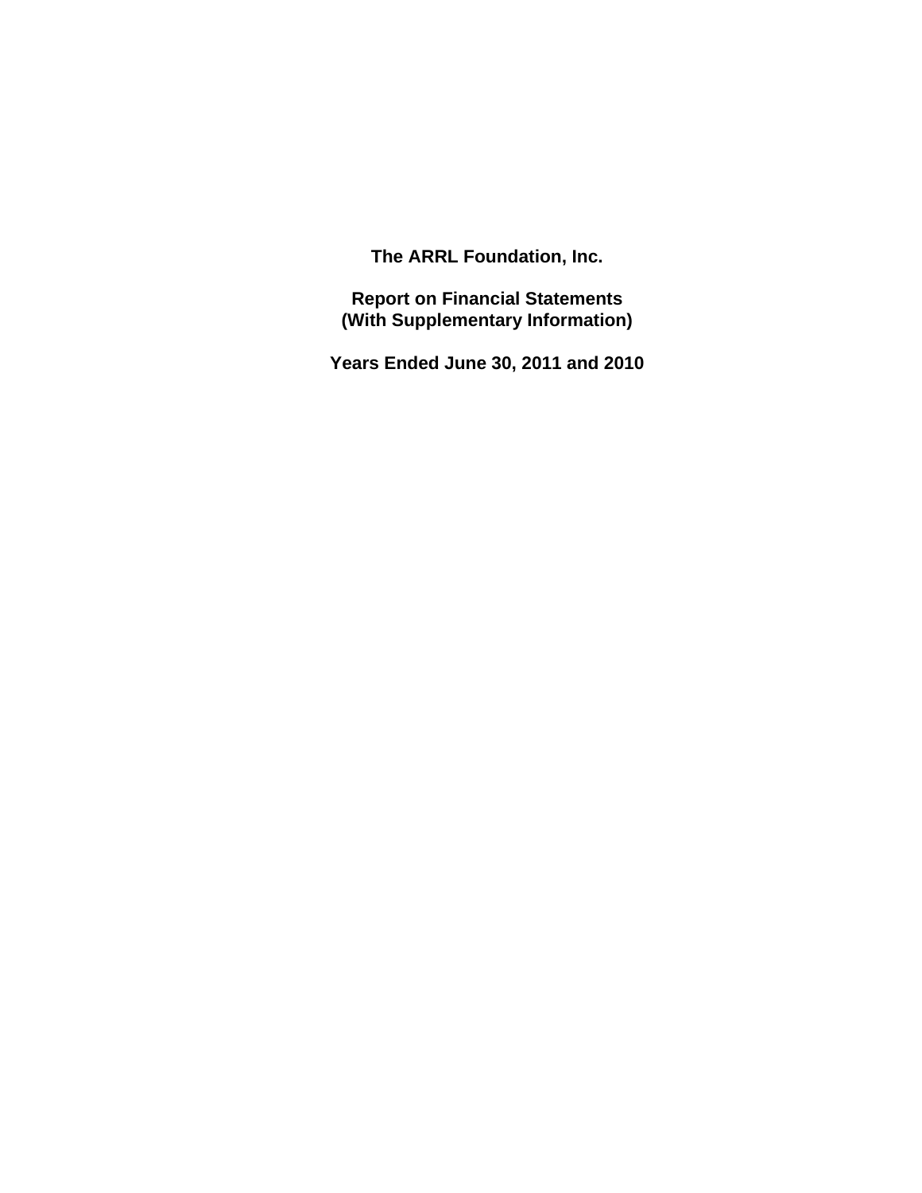# The ARRL Foundation, Inc.

## Report on Financial Statements
## (With Supplementary Information)

## Years Ended June 30, 2011 and 2010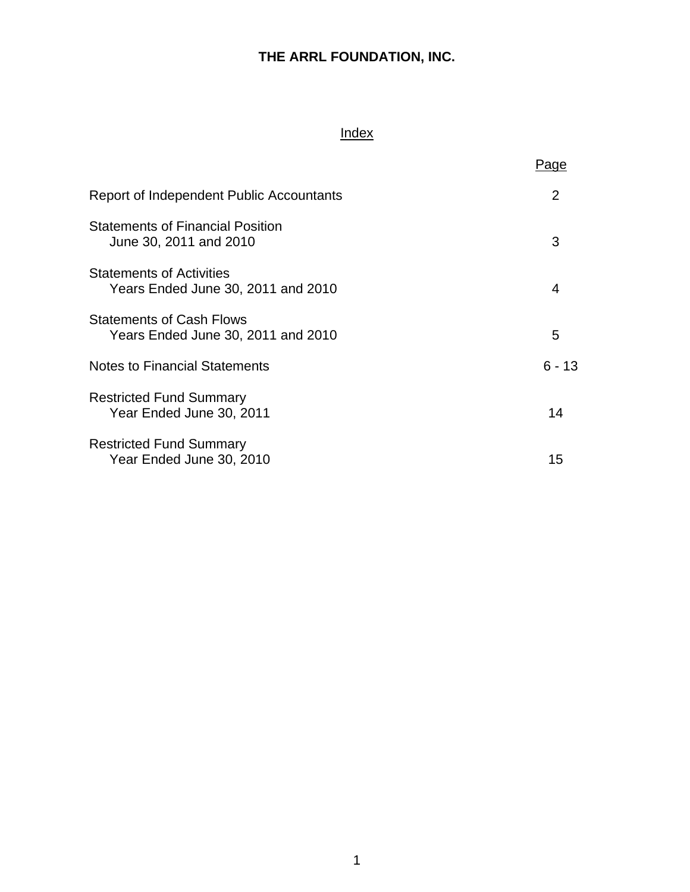# THE ARRL FOUNDATION, INC.

## Index

| | Page |
|---|---|
| Report of Independent Public Accountants | 2 |
| Statements of Financial Position<br>June 30, 2011 and 2010 | 3 |
| Statements of Activities<br>Years Ended June 30, 2011 and 2010 | 4 |
| Statements of Cash Flows<br>Years Ended June 30, 2011 and 2010 | 5 |
| Notes to Financial Statements | 6 - 13 |
| Restricted Fund Summary<br>Year Ended June 30, 2011 | 14 |
| Restricted Fund Summary<br>Year Ended June 30, 2010 | 15 |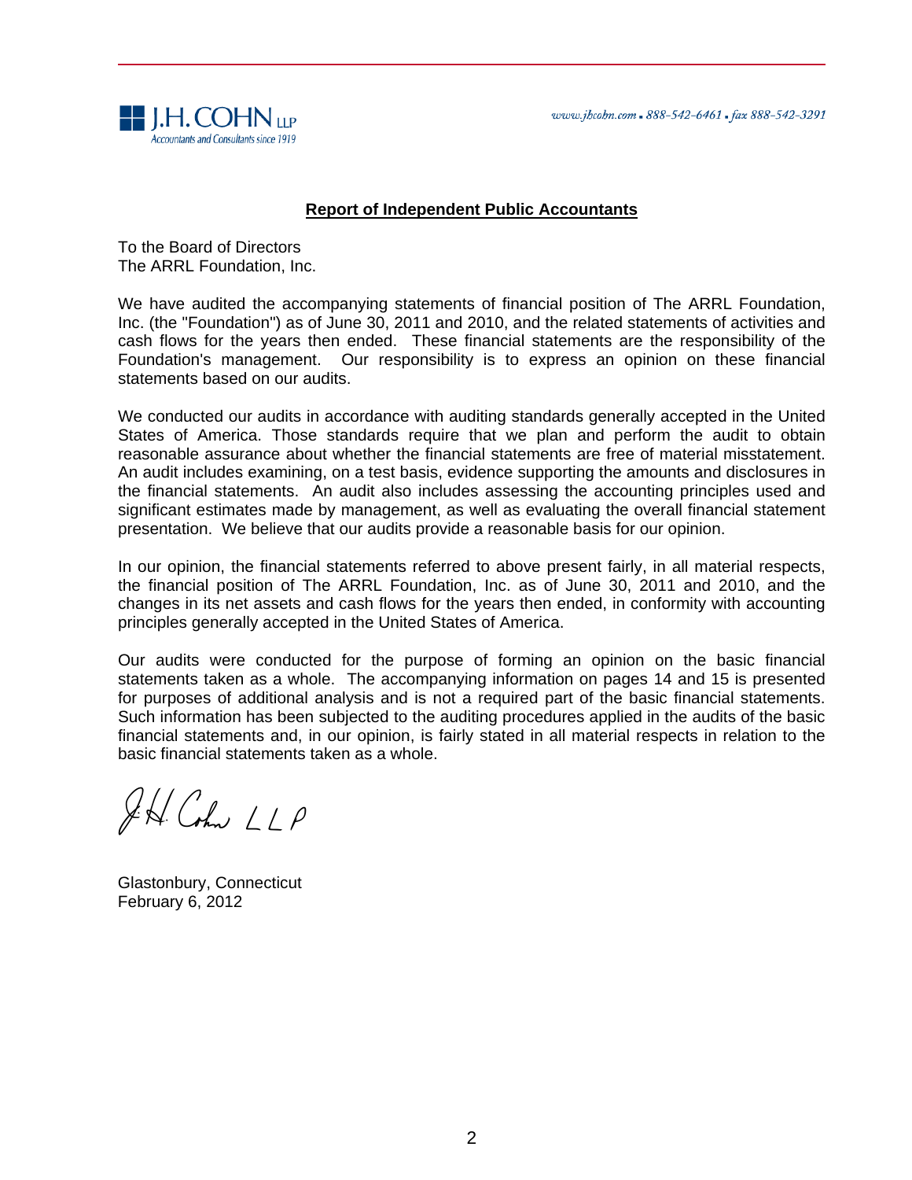J.H. COHN LLP
Accountants and Consultants since 1919

www.jhcohn.com ▪ 888-542-6461 ▪ fax 888-542-3291

## Report of Independent Public Accountants

To the Board of Directors
The ARRL Foundation, Inc.

We have audited the accompanying statements of financial position of The ARRL Foundation, Inc. (the "Foundation") as of June 30, 2011 and 2010, and the related statements of activities and cash flows for the years then ended. These financial statements are the responsibility of the Foundation's management. Our responsibility is to express an opinion on these financial statements based on our audits.

We conducted our audits in accordance with auditing standards generally accepted in the United States of America. Those standards require that we plan and perform the audit to obtain reasonable assurance about whether the financial statements are free of material misstatement. An audit includes examining, on a test basis, evidence supporting the amounts and disclosures in the financial statements. An audit also includes assessing the accounting principles used and significant estimates made by management, as well as evaluating the overall financial statement presentation. We believe that our audits provide a reasonable basis for our opinion.

In our opinion, the financial statements referred to above present fairly, in all material respects, the financial position of The ARRL Foundation, Inc. as of June 30, 2011 and 2010, and the changes in its net assets and cash flows for the years then ended, in conformity with accounting principles generally accepted in the United States of America.

Our audits were conducted for the purpose of forming an opinion on the basic financial statements taken as a whole. The accompanying information on pages 14 and 15 is presented for purposes of additional analysis and is not a required part of the basic financial statements. Such information has been subjected to the auditing procedures applied in the audits of the basic financial statements and, in our opinion, is fairly stated in all material respects in relation to the basic financial statements taken as a whole.

J.H. Cohn LLP

Glastonbury, Connecticut
February 6, 2012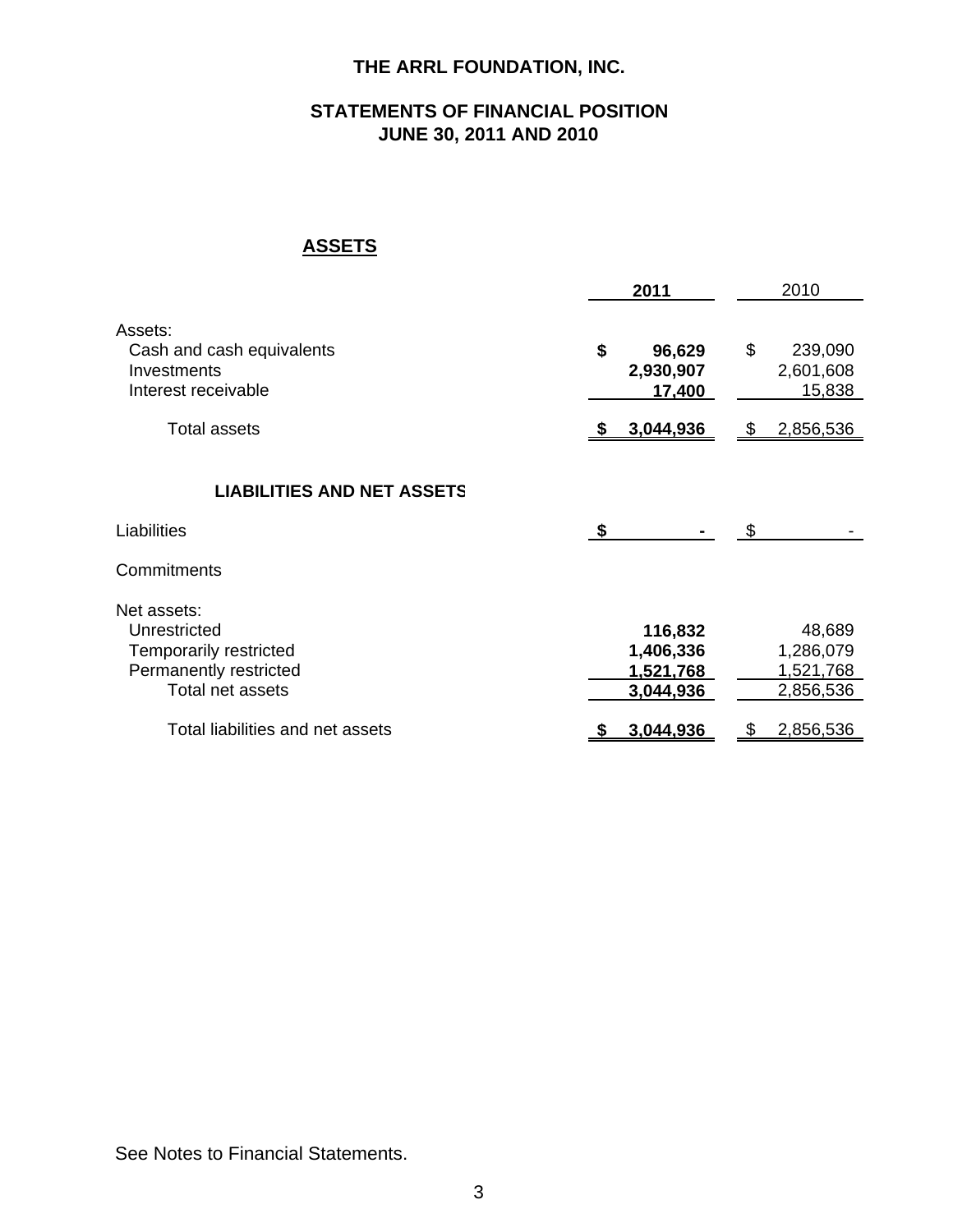# THE ARRL FOUNDATION, INC.

## STATEMENTS OF FINANCIAL POSITION
## JUNE 30, 2011 AND 2010

### ASSETS

| | **2011** | 2010 |
|---|---|---|
| Assets: | | |
| Cash and cash equivalents | **$ 96,629** | $ 239,090 |
| Investments | **2,930,907** | 2,601,608 |
| Interest receivable | **17,400** | 15,838 |
| Total assets | **$ 3,044,936** | $ 2,856,536 |

### LIABILITIES AND NET ASSETS

| | **2011** | 2010 |
|---|---|---|
| Liabilities | **$ -** | $ - |
| Commitments | | |
| Net assets: | | |
| Unrestricted | **116,832** | 48,689 |
| Temporarily restricted | **1,406,336** | 1,286,079 |
| Permanently restricted | **1,521,768** | 1,521,768 |
| Total net assets | **3,044,936** | 2,856,536 |
| Total liabilities and net assets | **$ 3,044,936** | $ 2,856,536 |

See Notes to Financial Statements.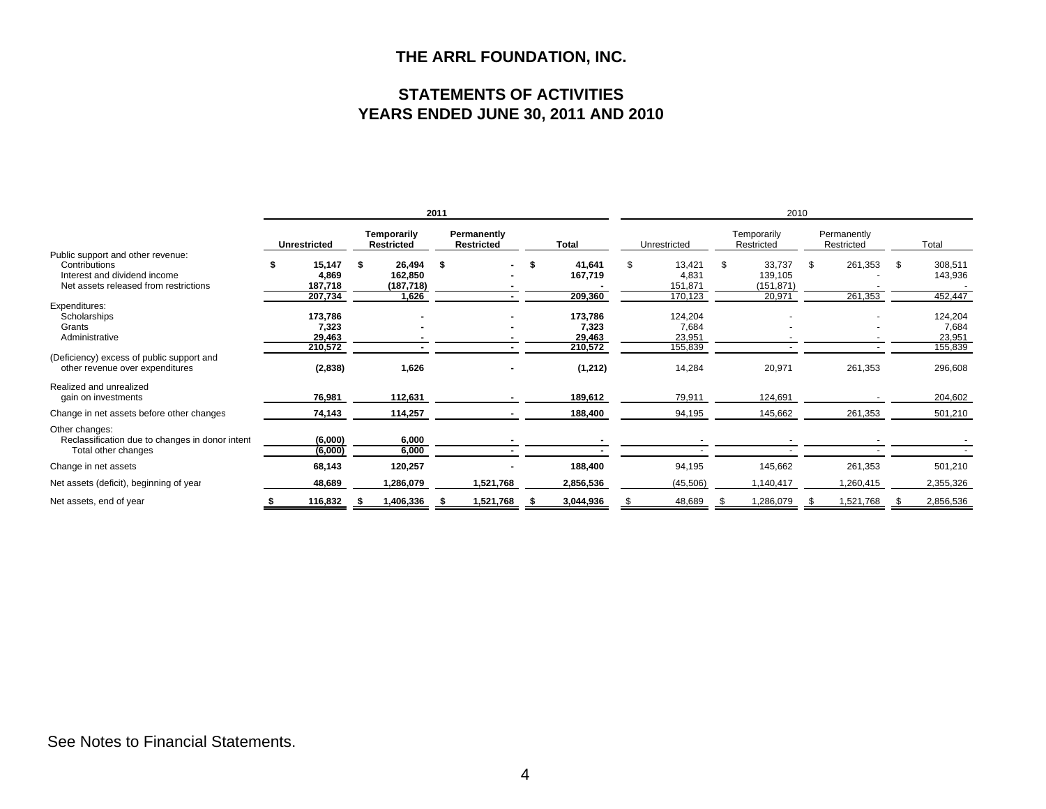# THE ARRL FOUNDATION, INC.

## STATEMENTS OF ACTIVITIES
## YEARS ENDED JUNE 30, 2011 AND 2010

| | 2011 | | | | 2010 | | | |
|---|---|---|---|---|---|---|---|---|
| | **Unrestricted** | **Temporarily Restricted** | **Permanently Restricted** | **Total** | Unrestricted | Temporarily Restricted | Permanently Restricted | Total |
| Public support and other revenue: | | | | | | | | |
| Contributions | **$ 15,147** | **$ 26,494** | **$ -** | **$ 41,641** | $ 13,421 | $ 33,737 | $ 261,353 | $ 308,511 |
| Interest and dividend income | **4,869** | **162,850** | **-** | **167,719** | 4,831 | 139,105 | - | 143,936 |
| Net assets released from restrictions | **187,718** | **(187,718)** | **-** | **-** | 151,871 | (151,871) | - | - |
| | **207,734** | **1,626** | **-** | **209,360** | 170,123 | 20,971 | 261,353 | 452,447 |
| Expenditures: | | | | | | | | |
| Scholarships | **173,786** | **-** | **-** | **173,786** | 124,204 | - | - | 124,204 |
| Grants | **7,323** | **-** | **-** | **7,323** | 7,684 | - | - | 7,684 |
| Administrative | **29,463** | **-** | **-** | **29,463** | 23,951 | - | - | 23,951 |
| | **210,572** | **-** | **-** | **210,572** | 155,839 | - | - | 155,839 |
| (Deficiency) excess of public support and other revenue over expenditures | **(2,838)** | **1,626** | **-** | **(1,212)** | 14,284 | 20,971 | 261,353 | 296,608 |
| Realized and unrealized gain on investments | **76,981** | **112,631** | **-** | **189,612** | 79,911 | 124,691 | - | 204,602 |
| Change in net assets before other changes | **74,143** | **114,257** | **-** | **188,400** | 94,195 | 145,662 | 261,353 | 501,210 |
| Other changes: | | | | | | | | |
| Reclassification due to changes in donor intent | **(6,000)** | **6,000** | **-** | **-** | - | - | - | - |
| Total other changes | **(6,000)** | **6,000** | **-** | **-** | - | - | - | - |
| Change in net assets | **68,143** | **120,257** | **-** | **188,400** | 94,195 | 145,662 | 261,353 | 501,210 |
| Net assets (deficit), beginning of year | **48,689** | **1,286,079** | **1,521,768** | **2,856,536** | (45,506) | 1,140,417 | 1,260,415 | 2,355,326 |
| Net assets, end of year | **$ 116,832** | **$ 1,406,336** | **$ 1,521,768** | **$ 3,044,936** | $ 48,689 | $ 1,286,079 | $ 1,521,768 | $ 2,856,536 |

See Notes to Financial Statements.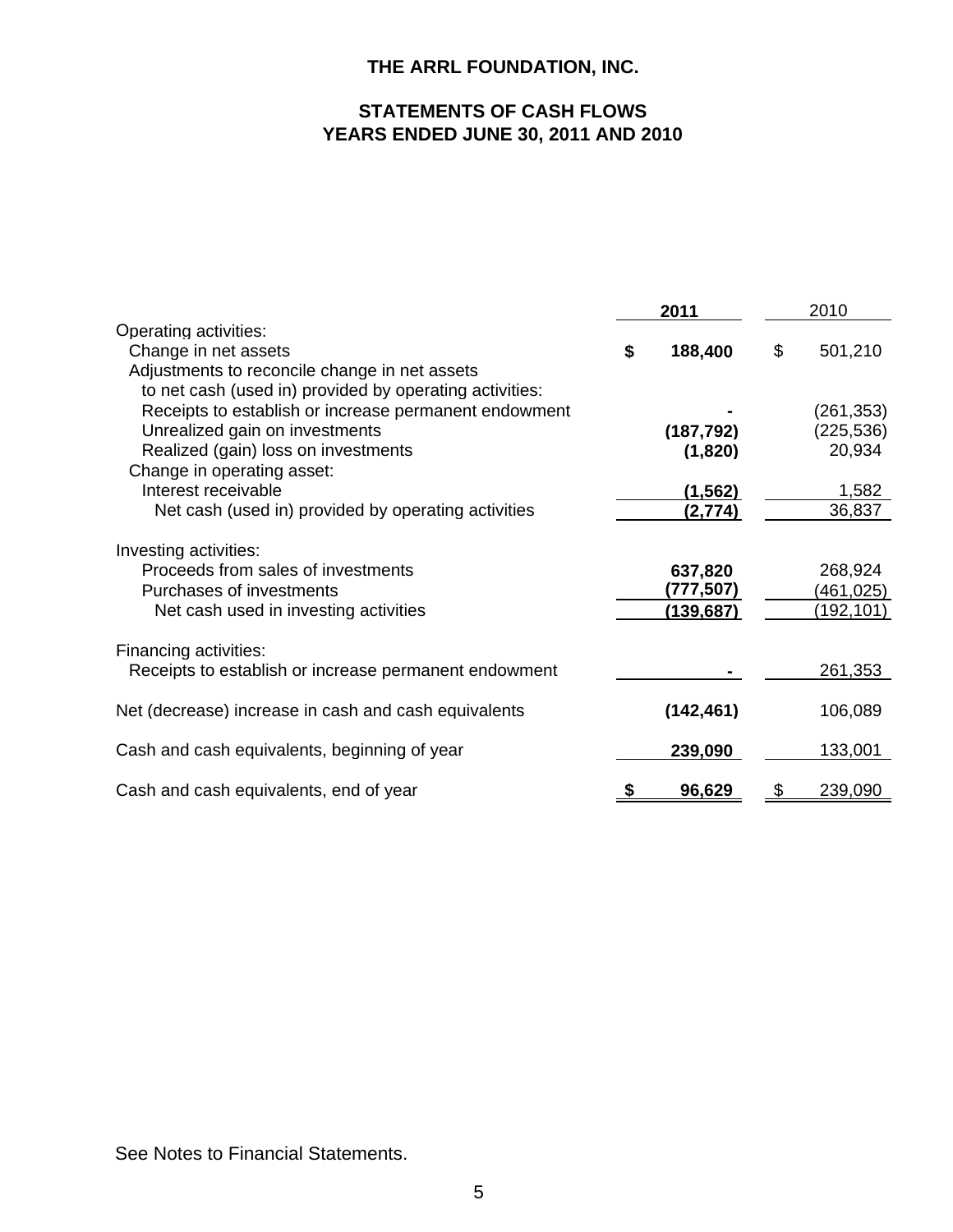# THE ARRL FOUNDATION, INC.

## STATEMENTS OF CASH FLOWS
## YEARS ENDED JUNE 30, 2011 AND 2010

| | 2011 | 2010 |
|---|---|---|
| Operating activities: | | |
| Change in net assets | $ 188,400 | $ 501,210 |
| Adjustments to reconcile change in net assets to net cash (used in) provided by operating activities: | | |
| Receipts to establish or increase permanent endowment | - | (261,353) |
| Unrealized gain on investments | (187,792) | (225,536) |
| Realized (gain) loss on investments | (1,820) | 20,934 |
| Change in operating asset: | | |
| Interest receivable | (1,562) | 1,582 |
| Net cash (used in) provided by operating activities | (2,774) | 36,837 |
| Investing activities: | | |
| Proceeds from sales of investments | 637,820 | 268,924 |
| Purchases of investments | (777,507) | (461,025) |
| Net cash used in investing activities | (139,687) | (192,101) |
| Financing activities: | | |
| Receipts to establish or increase permanent endowment | - | 261,353 |
| Net (decrease) increase in cash and cash equivalents | (142,461) | 106,089 |
| Cash and cash equivalents, beginning of year | 239,090 | 133,001 |
| Cash and cash equivalents, end of year | $ 96,629 | $ 239,090 |

See Notes to Financial Statements.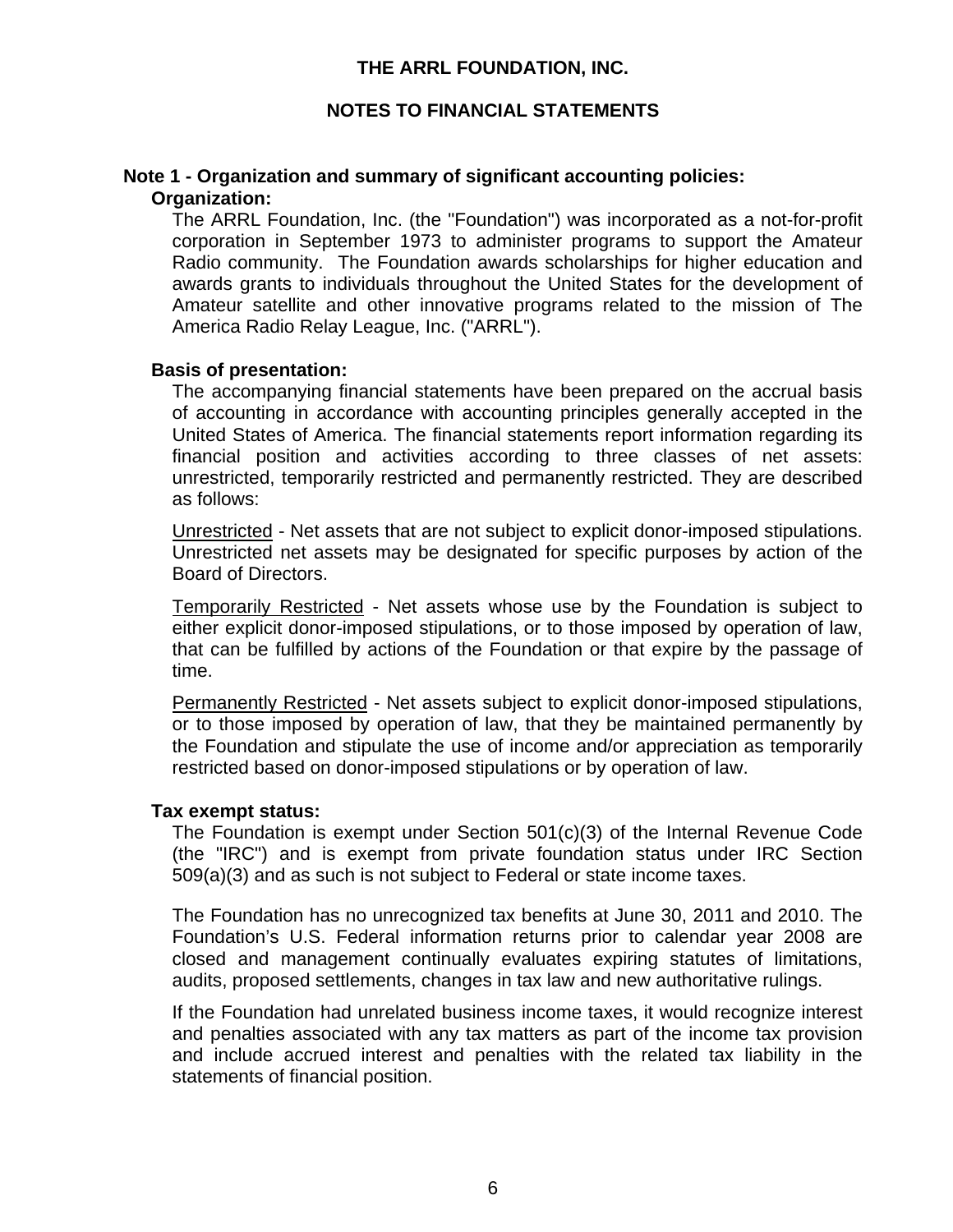# THE ARRL FOUNDATION, INC.

## NOTES TO FINANCIAL STATEMENTS

### Note 1 - Organization and summary of significant accounting policies:

**Organization:**

The ARRL Foundation, Inc. (the "Foundation") was incorporated as a not-for-profit corporation in September 1973 to administer programs to support the Amateur Radio community. The Foundation awards scholarships for higher education and awards grants to individuals throughout the United States for the development of Amateur satellite and other innovative programs related to the mission of The America Radio Relay League, Inc. ("ARRL").

**Basis of presentation:**

The accompanying financial statements have been prepared on the accrual basis of accounting in accordance with accounting principles generally accepted in the United States of America. The financial statements report information regarding its financial position and activities according to three classes of net assets: unrestricted, temporarily restricted and permanently restricted. They are described as follows:

Unrestricted - Net assets that are not subject to explicit donor-imposed stipulations. Unrestricted net assets may be designated for specific purposes by action of the Board of Directors.

Temporarily Restricted - Net assets whose use by the Foundation is subject to either explicit donor-imposed stipulations, or to those imposed by operation of law, that can be fulfilled by actions of the Foundation or that expire by the passage of time.

Permanently Restricted - Net assets subject to explicit donor-imposed stipulations, or to those imposed by operation of law, that they be maintained permanently by the Foundation and stipulate the use of income and/or appreciation as temporarily restricted based on donor-imposed stipulations or by operation of law.

**Tax exempt status:**

The Foundation is exempt under Section 501(c)(3) of the Internal Revenue Code (the "IRC") and is exempt from private foundation status under IRC Section 509(a)(3) and as such is not subject to Federal or state income taxes.

The Foundation has no unrecognized tax benefits at June 30, 2011 and 2010. The Foundation's U.S. Federal information returns prior to calendar year 2008 are closed and management continually evaluates expiring statutes of limitations, audits, proposed settlements, changes in tax law and new authoritative rulings.

If the Foundation had unrelated business income taxes, it would recognize interest and penalties associated with any tax matters as part of the income tax provision and include accrued interest and penalties with the related tax liability in the statements of financial position.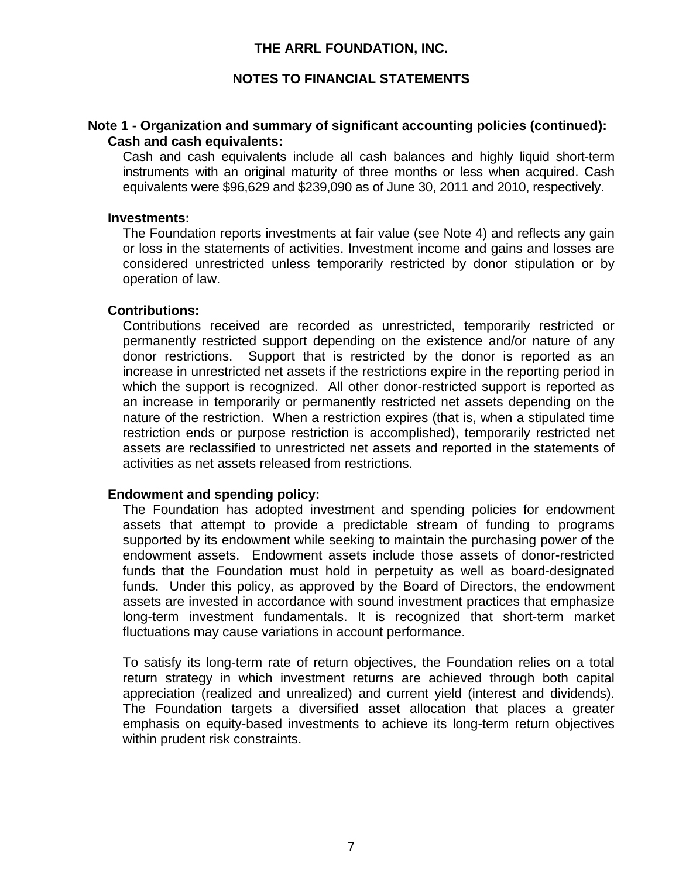# THE ARRL FOUNDATION, INC.

## NOTES TO FINANCIAL STATEMENTS

### Note 1 - Organization and summary of significant accounting policies (continued):

**Cash and cash equivalents:**

Cash and cash equivalents include all cash balances and highly liquid short-term instruments with an original maturity of three months or less when acquired. Cash equivalents were $96,629 and $239,090 as of June 30, 2011 and 2010, respectively.

**Investments:**

The Foundation reports investments at fair value (see Note 4) and reflects any gain or loss in the statements of activities. Investment income and gains and losses are considered unrestricted unless temporarily restricted by donor stipulation or by operation of law.

**Contributions:**

Contributions received are recorded as unrestricted, temporarily restricted or permanently restricted support depending on the existence and/or nature of any donor restrictions. Support that is restricted by the donor is reported as an increase in unrestricted net assets if the restrictions expire in the reporting period in which the support is recognized. All other donor-restricted support is reported as an increase in temporarily or permanently restricted net assets depending on the nature of the restriction. When a restriction expires (that is, when a stipulated time restriction ends or purpose restriction is accomplished), temporarily restricted net assets are reclassified to unrestricted net assets and reported in the statements of activities as net assets released from restrictions.

**Endowment and spending policy:**

The Foundation has adopted investment and spending policies for endowment assets that attempt to provide a predictable stream of funding to programs supported by its endowment while seeking to maintain the purchasing power of the endowment assets. Endowment assets include those assets of donor-restricted funds that the Foundation must hold in perpetuity as well as board-designated funds. Under this policy, as approved by the Board of Directors, the endowment assets are invested in accordance with sound investment practices that emphasize long-term investment fundamentals. It is recognized that short-term market fluctuations may cause variations in account performance.

To satisfy its long-term rate of return objectives, the Foundation relies on a total return strategy in which investment returns are achieved through both capital appreciation (realized and unrealized) and current yield (interest and dividends). The Foundation targets a diversified asset allocation that places a greater emphasis on equity-based investments to achieve its long-term return objectives within prudent risk constraints.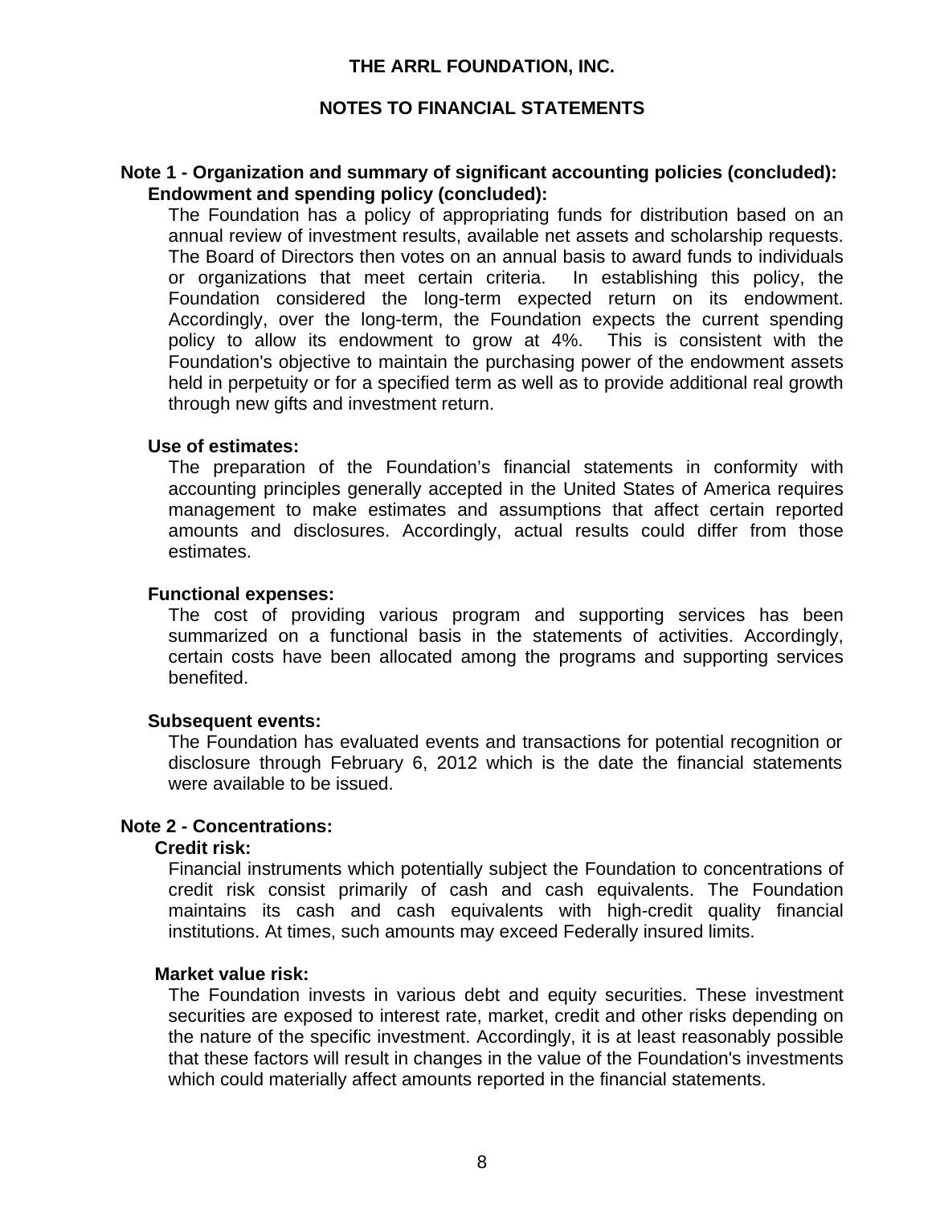# THE ARRL FOUNDATION, INC.

## NOTES TO FINANCIAL STATEMENTS

**Note 1 - Organization and summary of significant accounting policies (concluded):**

**Endowment and spending policy (concluded):**

The Foundation has a policy of appropriating funds for distribution based on an annual review of investment results, available net assets and scholarship requests. The Board of Directors then votes on an annual basis to award funds to individuals or organizations that meet certain criteria. In establishing this policy, the Foundation considered the long-term expected return on its endowment. Accordingly, over the long-term, the Foundation expects the current spending policy to allow its endowment to grow at 4%. This is consistent with the Foundation's objective to maintain the purchasing power of the endowment assets held in perpetuity or for a specified term as well as to provide additional real growth through new gifts and investment return.

**Use of estimates:**

The preparation of the Foundation's financial statements in conformity with accounting principles generally accepted in the United States of America requires management to make estimates and assumptions that affect certain reported amounts and disclosures. Accordingly, actual results could differ from those estimates.

**Functional expenses:**

The cost of providing various program and supporting services has been summarized on a functional basis in the statements of activities. Accordingly, certain costs have been allocated among the programs and supporting services benefited.

**Subsequent events:**

The Foundation has evaluated events and transactions for potential recognition or disclosure through February 6, 2012 which is the date the financial statements were available to be issued.

**Note 2 - Concentrations:**

**Credit risk:**

Financial instruments which potentially subject the Foundation to concentrations of credit risk consist primarily of cash and cash equivalents. The Foundation maintains its cash and cash equivalents with high-credit quality financial institutions. At times, such amounts may exceed Federally insured limits.

**Market value risk:**

The Foundation invests in various debt and equity securities. These investment securities are exposed to interest rate, market, credit and other risks depending on the nature of the specific investment. Accordingly, it is at least reasonably possible that these factors will result in changes in the value of the Foundation's investments which could materially affect amounts reported in the financial statements.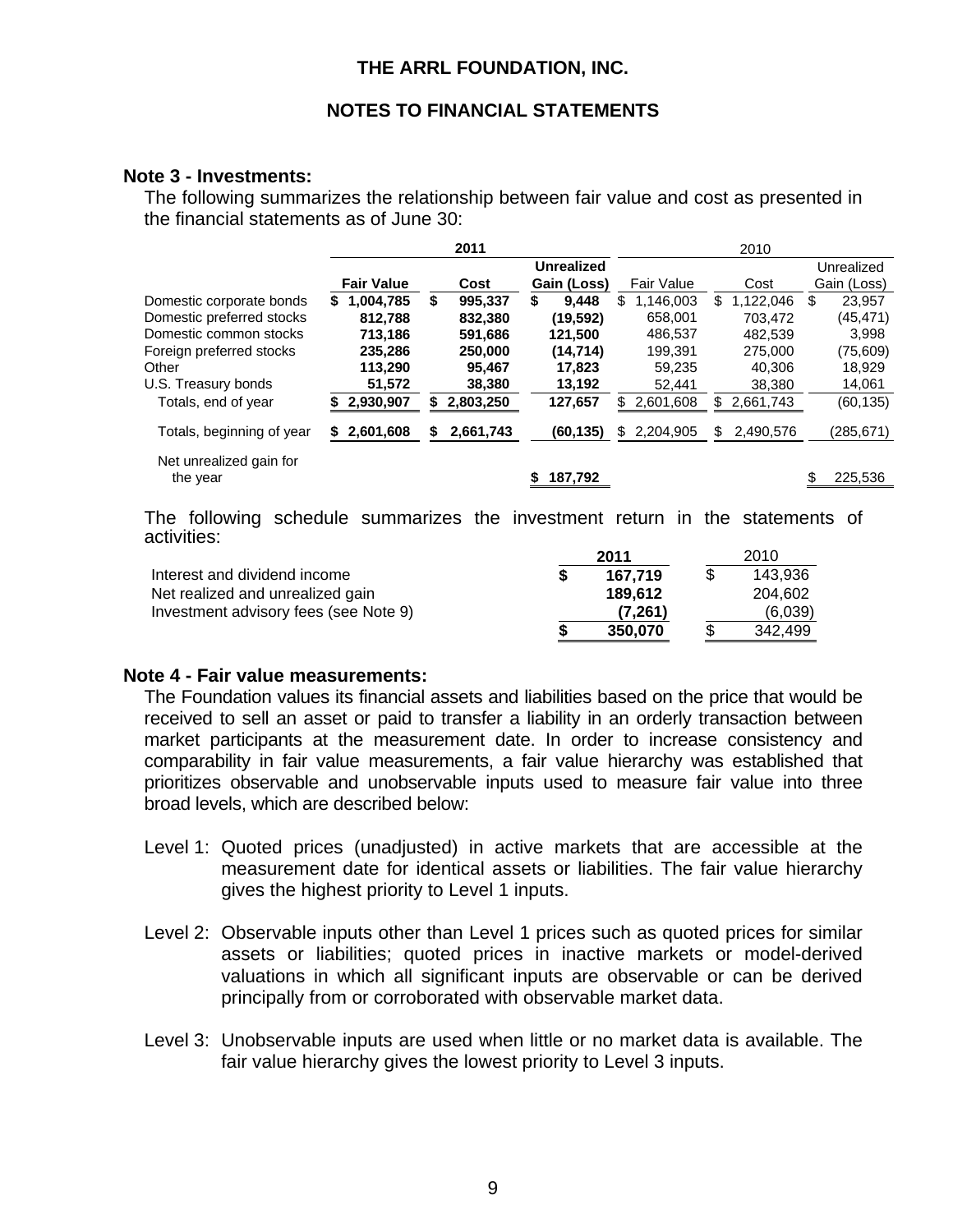THE ARRL FOUNDATION, INC.

NOTES TO FINANCIAL STATEMENTS

## Note 3 - Investments:

The following summarizes the relationship between fair value and cost as presented in the financial statements as of June 30:

| | **2011** | | | 2010 | | |
|---|---|---|---|---|---|---|
| | **Fair Value** | **Cost** | **Unrealized Gain (Loss)** | Fair Value | Cost | Unrealized Gain (Loss) |
| Domestic corporate bonds | **$ 1,004,785** | **$ 995,337** | **$ 9,448** | $ 1,146,003 | $ 1,122,046 | $ 23,957 |
| Domestic preferred stocks | **812,788** | **832,380** | **(19,592)** | 658,001 | 703,472 | (45,471) |
| Domestic common stocks | **713,186** | **591,686** | **121,500** | 486,537 | 482,539 | 3,998 |
| Foreign preferred stocks | **235,286** | **250,000** | **(14,714)** | 199,391 | 275,000 | (75,609) |
| Other | **113,290** | **95,467** | **17,823** | 59,235 | 40,306 | 18,929 |
| U.S. Treasury bonds | **51,572** | **38,380** | **13,192** | 52,441 | 38,380 | 14,061 |
| Totals, end of year | **$ 2,930,907** | **$ 2,803,250** | **127,657** | $ 2,601,608 | $ 2,661,743 | (60,135) |
| Totals, beginning of year | **$ 2,601,608** | **$ 2,661,743** | **(60,135)** | $ 2,204,905 | $ 2,490,576 | (285,671) |
| Net unrealized gain for the year | | | **$ 187,792** | | | $ 225,536 |

The following schedule summarizes the investment return in the statements of activities:

| | **2011** | 2010 |
|---|---|---|
| Interest and dividend income | **$ 167,719** | $ 143,936 |
| Net realized and unrealized gain | **189,612** | 204,602 |
| Investment advisory fees (see Note 9) | **(7,261)** | (6,039) |
| | **$ 350,070** | $ 342,499 |

## Note 4 - Fair value measurements:

The Foundation values its financial assets and liabilities based on the price that would be received to sell an asset or paid to transfer a liability in an orderly transaction between market participants at the measurement date. In order to increase consistency and comparability in fair value measurements, a fair value hierarchy was established that prioritizes observable and unobservable inputs used to measure fair value into three broad levels, which are described below:

Level 1: Quoted prices (unadjusted) in active markets that are accessible at the measurement date for identical assets or liabilities. The fair value hierarchy gives the highest priority to Level 1 inputs.

Level 2: Observable inputs other than Level 1 prices such as quoted prices for similar assets or liabilities; quoted prices in inactive markets or model-derived valuations in which all significant inputs are observable or can be derived principally from or corroborated with observable market data.

Level 3: Unobservable inputs are used when little or no market data is available. The fair value hierarchy gives the lowest priority to Level 3 inputs.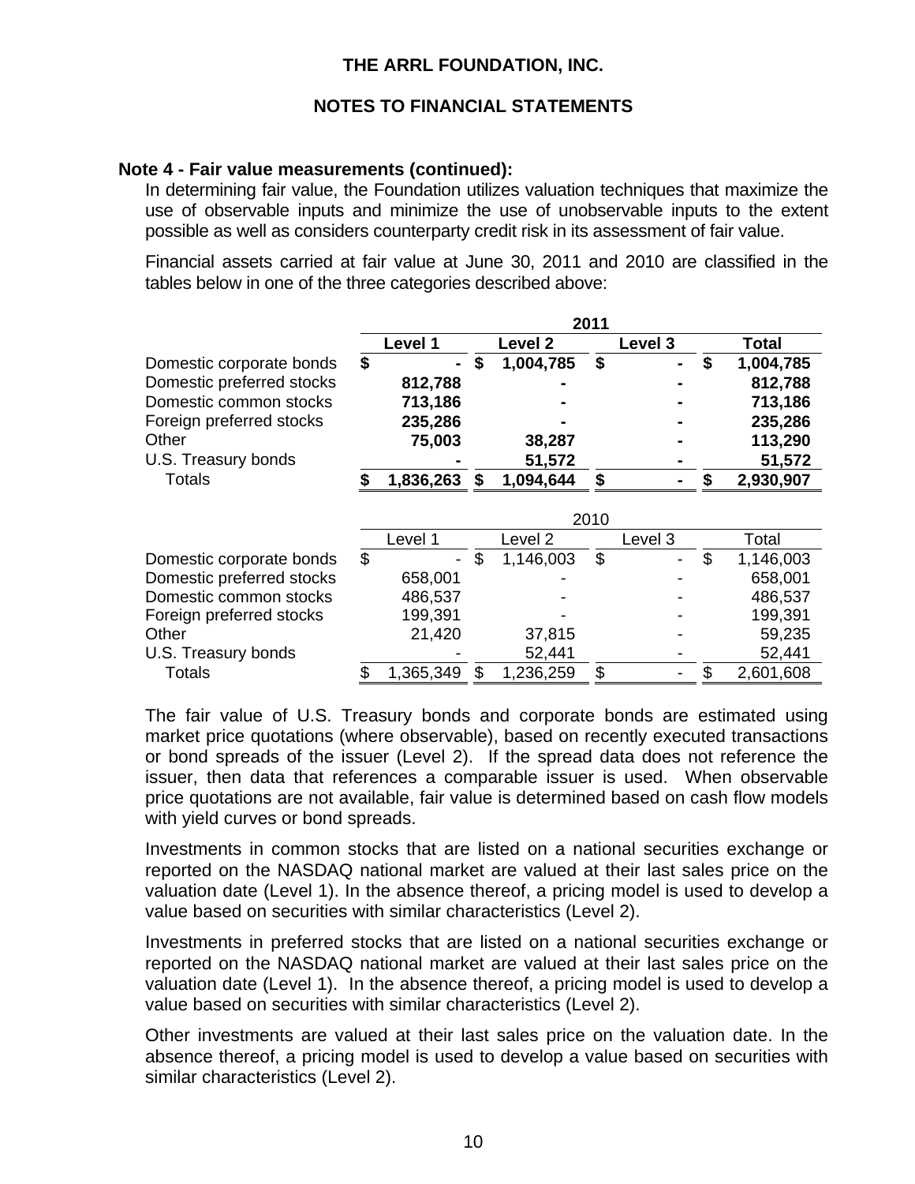# THE ARRL FOUNDATION, INC.

## NOTES TO FINANCIAL STATEMENTS

### Note 4 - Fair value measurements (continued):

In determining fair value, the Foundation utilizes valuation techniques that maximize the use of observable inputs and minimize the use of unobservable inputs to the extent possible as well as considers counterparty credit risk in its assessment of fair value.

Financial assets carried at fair value at June 30, 2011 and 2010 are classified in the tables below in one of the three categories described above:

| | **2011** | | | |
|---|---|---|---|---|
| | **Level 1** | **Level 2** | **Level 3** | **Total** |
| Domestic corporate bonds | **$ -** | **$ 1,004,785** | **$ -** | **$ 1,004,785** |
| Domestic preferred stocks | **812,788** | **-** | **-** | **812,788** |
| Domestic common stocks | **713,186** | **-** | **-** | **713,186** |
| Foreign preferred stocks | **235,286** | **-** | **-** | **235,286** |
| Other | **75,003** | **38,287** | **-** | **113,290** |
| U.S. Treasury bonds | **-** | **51,572** | **-** | **51,572** |
| Totals | **$ 1,836,263** | **$ 1,094,644** | **$ -** | **$ 2,930,907** |

| | 2010 | | | |
|---|---|---|---|---|
| | Level 1 | Level 2 | Level 3 | Total |
| Domestic corporate bonds | $ - | $ 1,146,003 | $ - | $ 1,146,003 |
| Domestic preferred stocks | 658,001 | - | - | 658,001 |
| Domestic common stocks | 486,537 | - | - | 486,537 |
| Foreign preferred stocks | 199,391 | - | - | 199,391 |
| Other | 21,420 | 37,815 | - | 59,235 |
| U.S. Treasury bonds | - | 52,441 | - | 52,441 |
| Totals | $ 1,365,349 | $ 1,236,259 | $ - | $ 2,601,608 |

The fair value of U.S. Treasury bonds and corporate bonds are estimated using market price quotations (where observable), based on recently executed transactions or bond spreads of the issuer (Level 2). If the spread data does not reference the issuer, then data that references a comparable issuer is used. When observable price quotations are not available, fair value is determined based on cash flow models with yield curves or bond spreads.

Investments in common stocks that are listed on a national securities exchange or reported on the NASDAQ national market are valued at their last sales price on the valuation date (Level 1). In the absence thereof, a pricing model is used to develop a value based on securities with similar characteristics (Level 2).

Investments in preferred stocks that are listed on a national securities exchange or reported on the NASDAQ national market are valued at their last sales price on the valuation date (Level 1). In the absence thereof, a pricing model is used to develop a value based on securities with similar characteristics (Level 2).

Other investments are valued at their last sales price on the valuation date. In the absence thereof, a pricing model is used to develop a value based on securities with similar characteristics (Level 2).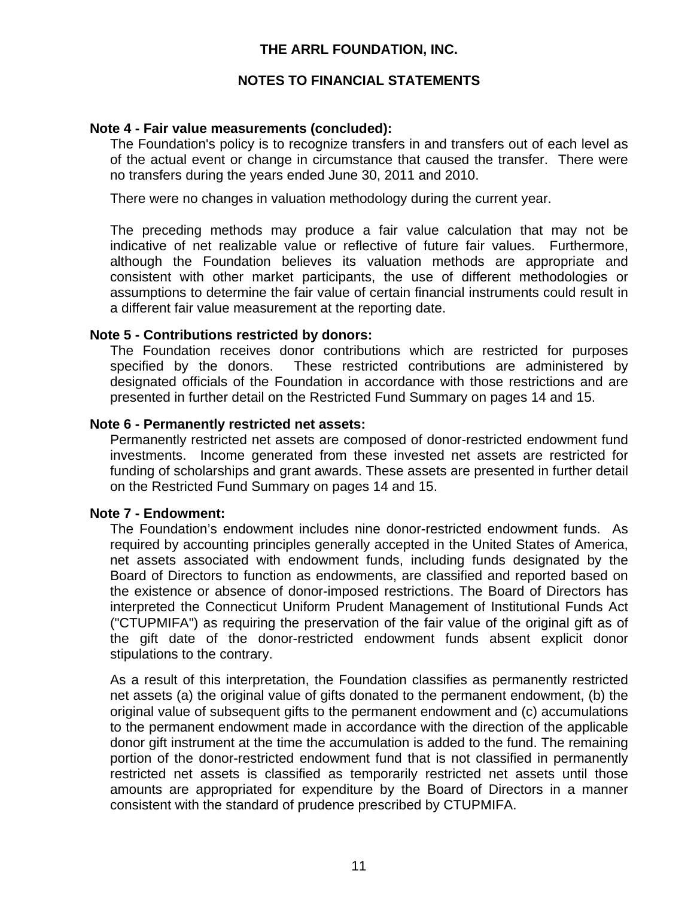THE ARRL FOUNDATION, INC.

NOTES TO FINANCIAL STATEMENTS

**Note 4 - Fair value measurements (concluded):**

The Foundation's policy is to recognize transfers in and transfers out of each level as of the actual event or change in circumstance that caused the transfer. There were no transfers during the years ended June 30, 2011 and 2010.

There were no changes in valuation methodology during the current year.

The preceding methods may produce a fair value calculation that may not be indicative of net realizable value or reflective of future fair values. Furthermore, although the Foundation believes its valuation methods are appropriate and consistent with other market participants, the use of different methodologies or assumptions to determine the fair value of certain financial instruments could result in a different fair value measurement at the reporting date.

**Note 5 - Contributions restricted by donors:**

The Foundation receives donor contributions which are restricted for purposes specified by the donors. These restricted contributions are administered by designated officials of the Foundation in accordance with those restrictions and are presented in further detail on the Restricted Fund Summary on pages 14 and 15.

**Note 6 - Permanently restricted net assets:**

Permanently restricted net assets are composed of donor-restricted endowment fund investments. Income generated from these invested net assets are restricted for funding of scholarships and grant awards. These assets are presented in further detail on the Restricted Fund Summary on pages 14 and 15.

**Note 7 - Endowment:**

The Foundation's endowment includes nine donor-restricted endowment funds. As required by accounting principles generally accepted in the United States of America, net assets associated with endowment funds, including funds designated by the Board of Directors to function as endowments, are classified and reported based on the existence or absence of donor-imposed restrictions. The Board of Directors has interpreted the Connecticut Uniform Prudent Management of Institutional Funds Act ("CTUPMIFA") as requiring the preservation of the fair value of the original gift as of the gift date of the donor-restricted endowment funds absent explicit donor stipulations to the contrary.

As a result of this interpretation, the Foundation classifies as permanently restricted net assets (a) the original value of gifts donated to the permanent endowment, (b) the original value of subsequent gifts to the permanent endowment and (c) accumulations to the permanent endowment made in accordance with the direction of the applicable donor gift instrument at the time the accumulation is added to the fund. The remaining portion of the donor-restricted endowment fund that is not classified in permanently restricted net assets is classified as temporarily restricted net assets until those amounts are appropriated for expenditure by the Board of Directors in a manner consistent with the standard of prudence prescribed by CTUPMIFA.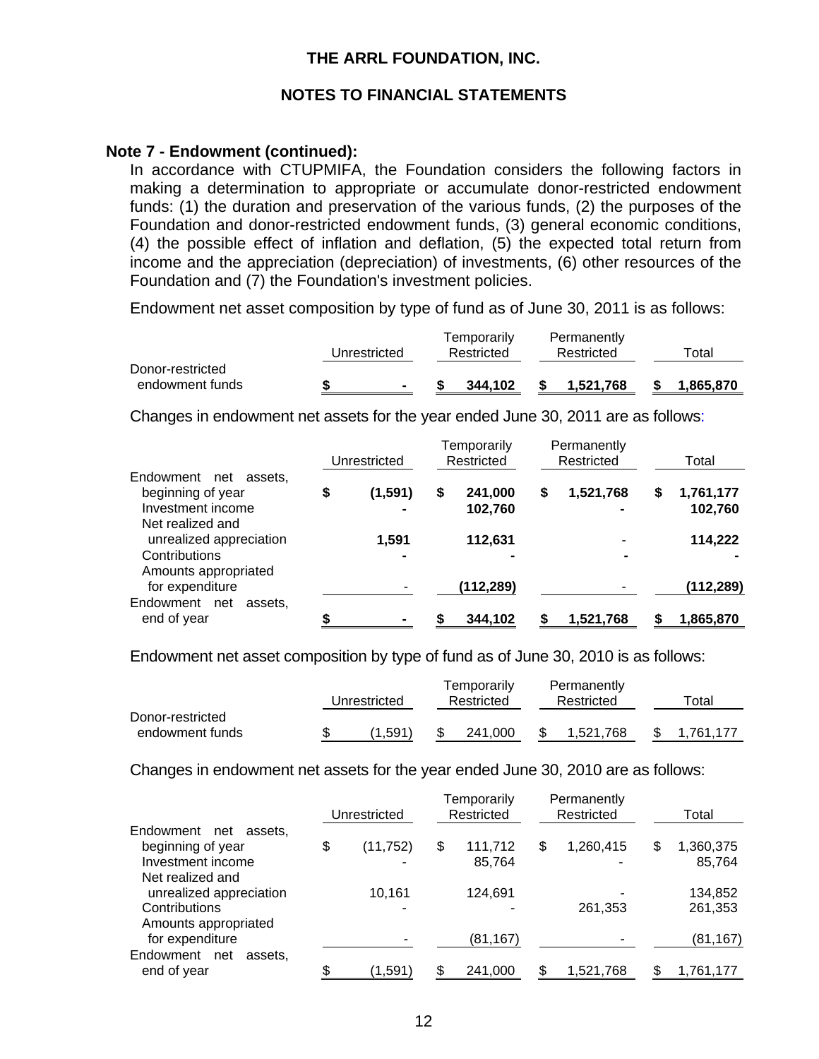**Note 7 - Endowment (continued):**

In accordance with CTUPMIFA, the Foundation considers the following factors in making a determination to appropriate or accumulate donor-restricted endowment funds: (1) the duration and preservation of the various funds, (2) the purposes of the Foundation and donor-restricted endowment funds, (3) general economic conditions, (4) the possible effect of inflation and deflation, (5) the expected total return from income and the appreciation (depreciation) of investments, (6) other resources of the Foundation and (7) the Foundation's investment policies.

Endowment net asset composition by type of fund as of June 30, 2011 is as follows:

| | Unrestricted | Temporarily Restricted | Permanently Restricted | Total |
|---|---|---|---|---|
| **Donor-restricted endowment funds** | **$ -** | **$ 344,102** | **$ 1,521,768** | **$ 1,865,870** |

Changes in endowment net assets for the year ended June 30, 2011 are as follows:

| | Unrestricted | Temporarily Restricted | Permanently Restricted | Total |
|---|---|---|---|---|
| Endowment net assets, beginning of year | **$ (1,591)** | **$ 241,000** | **$ 1,521,768** | **$ 1,761,177** |
| Investment income | **-** | **102,760** | **-** | **102,760** |
| Net realized and unrealized appreciation | **1,591** | **112,631** | - | **114,222** |
| Contributions | **-** | **-** | **-** | **-** |
| Amounts appropriated for expenditure | - | **(112,289)** | - | **(112,289)** |
| Endowment net assets, end of year | **$ -** | **$ 344,102** | **$ 1,521,768** | **$ 1,865,870** |

Endowment net asset composition by type of fund as of June 30, 2010 is as follows:

| | Unrestricted | Temporarily Restricted | Permanently Restricted | Total |
|---|---|---|---|---|
| Donor-restricted endowment funds | $ (1,591) | $ 241,000 | $ 1,521,768 | $ 1,761,177 |

Changes in endowment net assets for the year ended June 30, 2010 are as follows:

| | Unrestricted | Temporarily Restricted | Permanently Restricted | Total |
|---|---|---|---|---|
| Endowment net assets, beginning of year | $ (11,752) | $ 111,712 | $ 1,260,415 | $ 1,360,375 |
| Investment income | - | 85,764 | - | 85,764 |
| Net realized and unrealized appreciation | 10,161 | 124,691 | - | 134,852 |
| Contributions | - | - | 261,353 | 261,353 |
| Amounts appropriated for expenditure | - | (81,167) | - | (81,167) |
| Endowment net assets, end of year | $ (1,591) | $ 241,000 | $ 1,521,768 | $ 1,761,177 |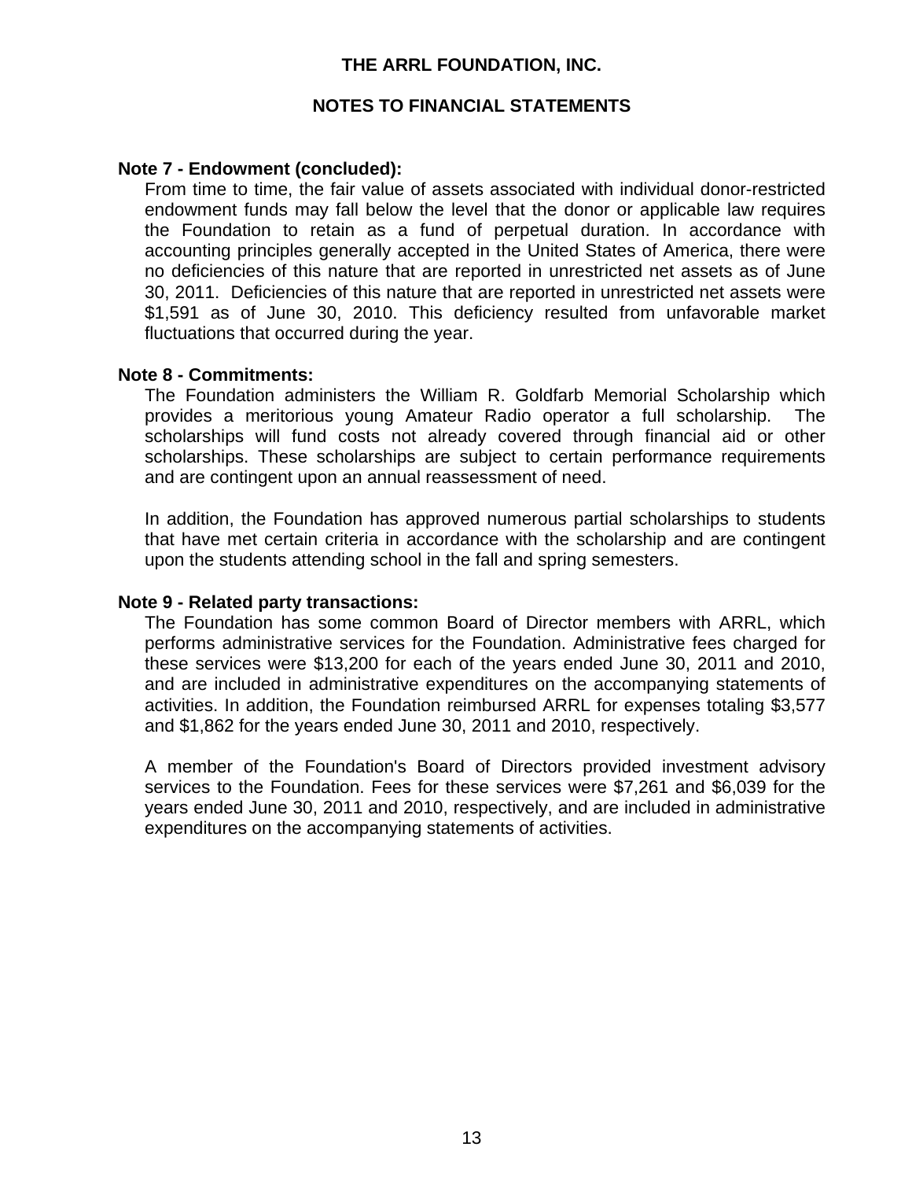# THE ARRL FOUNDATION, INC.

## NOTES TO FINANCIAL STATEMENTS

### Note 7 - Endowment (concluded):

From time to time, the fair value of assets associated with individual donor-restricted endowment funds may fall below the level that the donor or applicable law requires the Foundation to retain as a fund of perpetual duration. In accordance with accounting principles generally accepted in the United States of America, there were no deficiencies of this nature that are reported in unrestricted net assets as of June 30, 2011. Deficiencies of this nature that are reported in unrestricted net assets were $1,591 as of June 30, 2010. This deficiency resulted from unfavorable market fluctuations that occurred during the year.

### Note 8 - Commitments:

The Foundation administers the William R. Goldfarb Memorial Scholarship which provides a meritorious young Amateur Radio operator a full scholarship. The scholarships will fund costs not already covered through financial aid or other scholarships. These scholarships are subject to certain performance requirements and are contingent upon an annual reassessment of need.

In addition, the Foundation has approved numerous partial scholarships to students that have met certain criteria in accordance with the scholarship and are contingent upon the students attending school in the fall and spring semesters.

### Note 9 - Related party transactions:

The Foundation has some common Board of Director members with ARRL, which performs administrative services for the Foundation. Administrative fees charged for these services were $13,200 for each of the years ended June 30, 2011 and 2010, and are included in administrative expenditures on the accompanying statements of activities. In addition, the Foundation reimbursed ARRL for expenses totaling $3,577 and $1,862 for the years ended June 30, 2011 and 2010, respectively.

A member of the Foundation's Board of Directors provided investment advisory services to the Foundation. Fees for these services were $7,261 and $6,039 for the years ended June 30, 2011 and 2010, respectively, and are included in administrative expenditures on the accompanying statements of activities.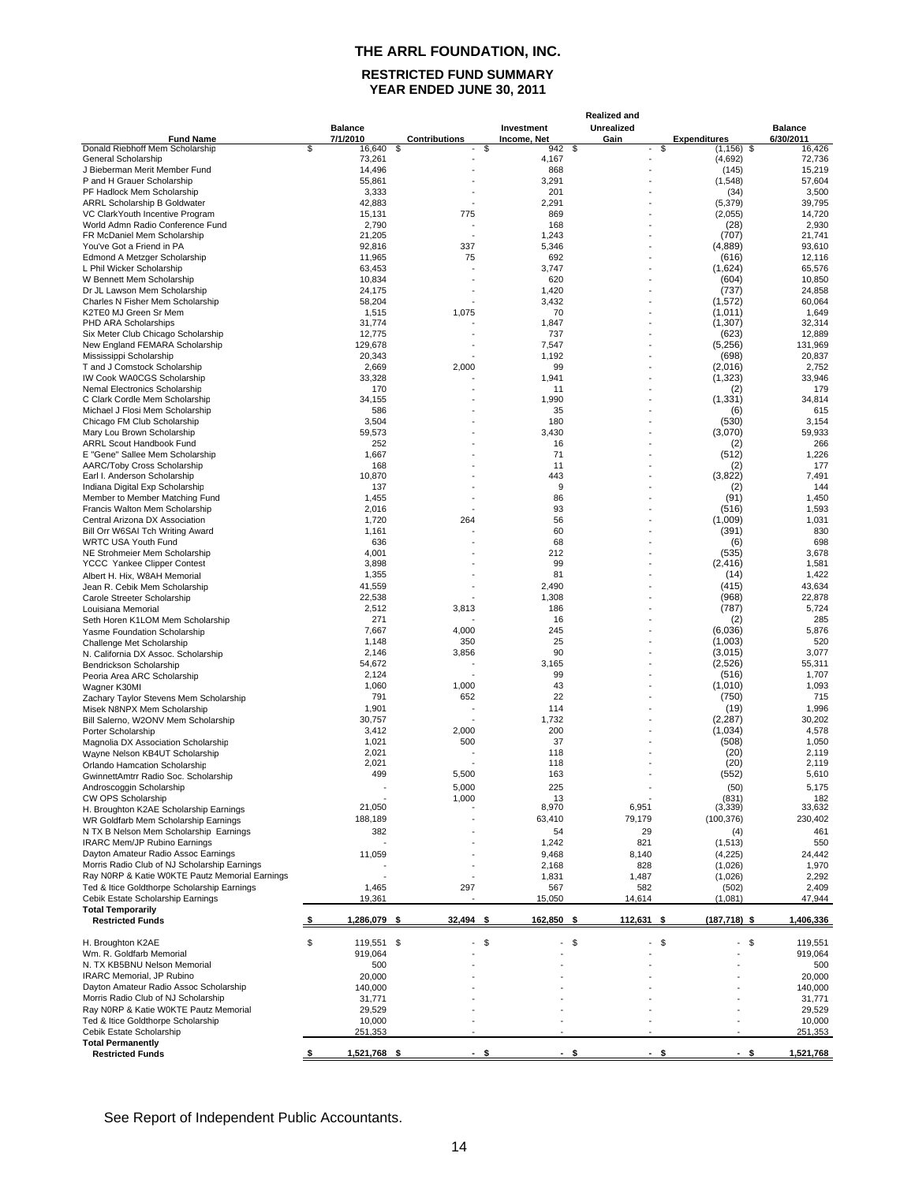# THE ARRL FOUNDATION, INC.

## RESTRICTED FUND SUMMARY
## YEAR ENDED JUNE 30, 2011

| Fund Name | Balance 7/1/2010 | Contributions | Investment Income, Net | Realized and Unrealized Gain | Expenditures | Balance 6/30/2011 |
|---|---|---|---|---|---|---|
| Donald Riebhoff Mem Scholarship | $ 16,640 | $ - | $ 942 | $ - | $ (1,156) | $ 16,426 |
| General Scholarship | 73,261 | - | 4,167 | - | (4,692) | 72,736 |
| J Bieberman Merit Member Fund | 14,496 | - | 868 | - | (145) | 15,219 |
| P and H Grauer Scholarship | 55,861 | - | 3,291 | - | (1,548) | 57,604 |
| PF Hadlock Mem Scholarship | 3,333 | - | 201 | - | (34) | 3,500 |
| ARRL Scholarship B Goldwater | 42,883 | - | 2,291 | - | (5,379) | 39,795 |
| VC ClarkYouth Incentive Program | 15,131 | 775 | 869 | - | (2,055) | 14,720 |
| World Admn Radio Conference Fund | 2,790 | - | 168 | - | (28) | 2,930 |
| FR McDaniel Mem Scholarship | 21,205 | - | 1,243 | - | (707) | 21,741 |
| You've Got a Friend in PA | 92,816 | 337 | 5,346 | - | (4,889) | 93,610 |
| Edmond A Metzger Scholarship | 11,965 | 75 | 692 | - | (616) | 12,116 |
| L Phil Wicker Scholarship | 63,453 | - | 3,747 | - | (1,624) | 65,576 |
| W Bennett Mem Scholarship | 10,834 | - | 620 | - | (604) | 10,850 |
| Dr JL Lawson Mem Scholarship | 24,175 | - | 1,420 | - | (737) | 24,858 |
| Charles N Fisher Mem Scholarship | 58,204 | - | 3,432 | - | (1,572) | 60,064 |
| K2TE0 MJ Green Sr Mem | 1,515 | 1,075 | 70 | - | (1,011) | 1,649 |
| PHD ARA Scholarships | 31,774 | - | 1,847 | - | (1,307) | 32,314 |
| Six Meter Club Chicago Scholarship | 12,775 | - | 737 | - | (623) | 12,889 |
| New England FEMARA Scholarship | 129,678 | - | 7,547 | - | (5,256) | 131,969 |
| Mississippi Scholarship | 20,343 | - | 1,192 | - | (698) | 20,837 |
| T and J Comstock Scholarship | 2,669 | 2,000 | 99 | - | (2,016) | 2,752 |
| IW Cook WA0CGS Scholarship | 33,328 | - | 1,941 | - | (1,323) | 33,946 |
| Nemal Electronics Scholarship | 170 | - | 11 | - | (2) | 179 |
| C Clark Cordle Mem Scholarship | 34,155 | - | 1,990 | - | (1,331) | 34,814 |
| Michael J Flosi Mem Scholarship | 586 | - | 35 | - | (6) | 615 |
| Chicago FM Club Scholarship | 3,504 | - | 180 | - | (530) | 3,154 |
| Mary Lou Brown Scholarship | 59,573 | - | 3,430 | - | (3,070) | 59,933 |
| ARRL Scout Handbook Fund | 252 | - | 16 | - | (2) | 266 |
| E "Gene" Sallee Mem Scholarship | 1,667 | - | 71 | - | (512) | 1,226 |
| AARC/Toby Cross Scholarship | 168 | - | 11 | - | (2) | 177 |
| Earl I. Anderson Scholarship | 10,870 | - | 443 | - | (3,822) | 7,491 |
| Indiana Digital Exp Scholarship | 137 | - | 9 | - | (2) | 144 |
| Member to Member Matching Fund | 1,455 | - | 86 | - | (91) | 1,450 |
| Francis Walton Mem Scholarship | 2,016 | - | 93 | - | (516) | 1,593 |
| Central Arizona DX Association | 1,720 | 264 | 56 | - | (1,009) | 1,031 |
| Bill Orr W6SAI Tch Writing Award | 1,161 | - | 60 | - | (391) | 830 |
| WRTC USA Youth Fund | 636 | - | 68 | - | (6) | 698 |
| NE Strohmeier Mem Scholarship | 4,001 | - | 212 | - | (535) | 3,678 |
| YCCC Yankee Clipper Contest | 3,898 | - | 99 | - | (2,416) | 1,581 |
| Albert H. Hix, W8AH Memorial | 1,355 | - | 81 | - | (14) | 1,422 |
| Jean R. Cebik Mem Scholarship | 41,559 | - | 2,490 | - | (415) | 43,634 |
| Carole Streeter Scholarship | 22,538 | - | 1,308 | - | (968) | 22,878 |
| Louisiana Memorial | 2,512 | 3,813 | 186 | - | (787) | 5,724 |
| Seth Horen K1LOM Mem Scholarship | 271 | - | 16 | - | (2) | 285 |
| Yasme Foundation Scholarship | 7,667 | 4,000 | 245 | - | (6,036) | 5,876 |
| Challenge Met Scholarship | 1,148 | 350 | 25 | - | (1,003) | 520 |
| N. California DX Assoc. Scholarship | 2,146 | 3,856 | 90 | - | (3,015) | 3,077 |
| Bendrickson Scholarship | 54,672 | - | 3,165 | - | (2,526) | 55,311 |
| Peoria Area ARC Scholarship | 2,124 | - | 99 | - | (516) | 1,707 |
| Wagner K30MI | 1,060 | 1,000 | 43 | - | (1,010) | 1,093 |
| Zachary Taylor Stevens Mem Scholarship | 791 | 652 | 22 | - | (750) | 715 |
| Misek N8NPX Mem Scholarship | 1,901 | - | 114 | - | (19) | 1,996 |
| Bill Salerno, W2ONV Mem Scholarship | 30,757 | - | 1,732 | - | (2,287) | 30,202 |
| Porter Scholarship | 3,412 | 2,000 | 200 | - | (1,034) | 4,578 |
| Magnolia DX Association Scholarship | 1,021 | 500 | 37 | - | (508) | 1,050 |
| Wayne Nelson KB4UT Scholarship | 2,021 | - | 118 | - | (20) | 2,119 |
| Orlando Hamcation Scholarship | 2,021 | - | 118 | - | (20) | 2,119 |
| GwinnettAmtrr Radio Soc. Scholarship | 499 | 5,500 | 163 | - | (552) | 5,610 |
| Androscoggin Scholarship | - | 5,000 | 225 | - | (50) | 5,175 |
| CW OPS Scholarship | - | 1,000 | 13 | - | (831) | 182 |
| H. Broughton K2AE Scholarship Earnings | 21,050 | - | 8,970 | 6,951 | (3,339) | 33,632 |
| WR Goldfarb Mem Scholarship Earnings | 188,189 | - | 63,410 | 79,179 | (100,376) | 230,402 |
| N TX B Nelson Mem Scholarship Earnings | 382 | - | 54 | 29 | (4) | 461 |
| IRARC Mem/JP Rubino Earnings | - | - | 1,242 | 821 | (1,513) | 550 |
| Dayton Amateur Radio Assoc Earnings | 11,059 | - | 9,468 | 8,140 | (4,225) | 24,442 |
| Morris Radio Club of NJ Scholarship Earnings | - | - | 2,168 | 828 | (1,026) | 1,970 |
| Ray N0RP & Katie W0KTE Pautz Memorial Earnings | - | - | 1,831 | 1,487 | (1,026) | 2,292 |
| Ted & Itice Goldthorpe Scholarship Earnings | 1,465 | 297 | 567 | 582 | (502) | 2,409 |
| Cebik Estate Scholarship Earnings | 19,361 | - | 15,050 | 14,614 | (1,081) | 47,944 |
| **Total Temporarily Restricted Funds** | **$ 1,286,079** | **$ 32,494** | **$ 162,850** | **$ 112,631** | **$ (187,718)** | **$ 1,406,336** |
| | | | | | | |
| H. Broughton K2AE | $ 119,551 | $ - | $ - | $ - | $ - | $ 119,551 |
| Wm. R. Goldfarb Memorial | 919,064 | - | - | - | - | 919,064 |
| N. TX KB5BNU Nelson Memorial | 500 | - | - | - | - | 500 |
| IRARC Memorial, JP Rubino | 20,000 | - | - | - | - | 20,000 |
| Dayton Amateur Radio Assoc Scholarship | 140,000 | - | - | - | - | 140,000 |
| Morris Radio Club of NJ Scholarship | 31,771 | - | - | - | - | 31,771 |
| Ray N0RP & Katie W0KTE Pautz Memorial | 29,529 | - | - | - | - | 29,529 |
| Ted & Itice Goldthorpe Scholarship | 10,000 | - | - | - | - | 10,000 |
| Cebik Estate Scholarship | 251,353 | - | - | - | - | 251,353 |
| **Total Permanently Restricted Funds** | **$ 1,521,768** | **$ -** | **$ -** | **$ -** | **$ -** | **$ 1,521,768** |

See Report of Independent Public Accountants.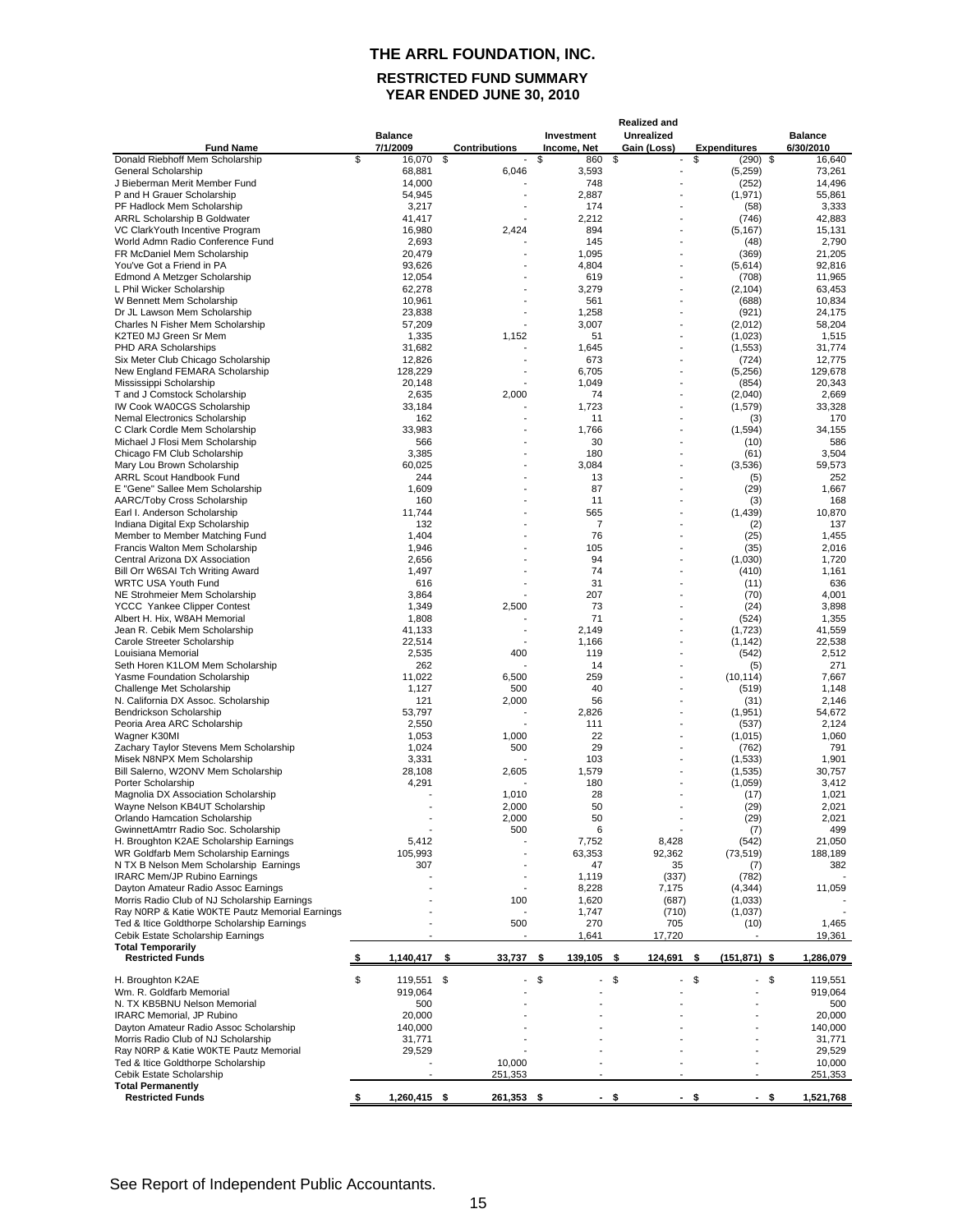# THE ARRL FOUNDATION, INC.

## RESTRICTED FUND SUMMARY
## YEAR ENDED JUNE 30, 2010

| Fund Name | Balance 7/1/2009 | Contributions | Investment Income, Net | Realized and Unrealized Gain (Loss) | Expenditures | Balance 6/30/2010 |
|---|---|---|---|---|---|---|
| Donald Riebhoff Mem Scholarship | $ 16,070 | $ - | $ 860 | $ - | $ (290) | $ 16,640 |
| General Scholarship | 68,881 | 6,046 | 3,593 | - | (5,259) | 73,261 |
| J Bieberman Merit Member Fund | 14,000 | - | 748 | - | (252) | 14,496 |
| P and H Grauer Scholarship | 54,945 | - | 2,887 | - | (1,971) | 55,861 |
| PF Hadlock Mem Scholarship | 3,217 | - | 174 | - | (58) | 3,333 |
| ARRL Scholarship B Goldwater | 41,417 | - | 2,212 | - | (746) | 42,883 |
| VC ClarkYouth Incentive Program | 16,980 | 2,424 | 894 | - | (5,167) | 15,131 |
| World Admn Radio Conference Fund | 2,693 | - | 145 | - | (48) | 2,790 |
| FR McDaniel Mem Scholarship | 20,479 | - | 1,095 | - | (369) | 21,205 |
| You've Got a Friend in PA | 93,626 | - | 4,804 | - | (5,614) | 92,816 |
| Edmond A Metzger Scholarship | 12,054 | - | 619 | - | (708) | 11,965 |
| L Phil Wicker Scholarship | 62,278 | - | 3,279 | - | (2,104) | 63,453 |
| W Bennett Mem Scholarship | 10,961 | - | 561 | - | (688) | 10,834 |
| Dr JL Lawson Mem Scholarship | 23,838 | - | 1,258 | - | (921) | 24,175 |
| Charles N Fisher Mem Scholarship | 57,209 | - | 3,007 | - | (2,012) | 58,204 |
| K2TE0 MJ Green Sr Mem | 1,335 | 1,152 | 51 | - | (1,023) | 1,515 |
| PHD ARA Scholarships | 31,682 | - | 1,645 | - | (1,553) | 31,774 |
| Six Meter Club Chicago Scholarship | 12,826 | - | 673 | - | (724) | 12,775 |
| New England FEMARA Scholarship | 128,229 | - | 6,705 | - | (5,256) | 129,678 |
| Mississippi Scholarship | 20,148 | - | 1,049 | - | (854) | 20,343 |
| T and J Comstock Scholarship | 2,635 | 2,000 | 74 | - | (2,040) | 2,669 |
| IW Cook WA0CGS Scholarship | 33,184 | - | 1,723 | - | (1,579) | 33,328 |
| Nemal Electronics Scholarship | 162 | - | 11 | - | (3) | 170 |
| C Clark Cordle Mem Scholarship | 33,983 | - | 1,766 | - | (1,594) | 34,155 |
| Michael J Flosi Mem Scholarship | 566 | - | 30 | - | (10) | 586 |
| Chicago FM Club Scholarship | 3,385 | - | 180 | - | (61) | 3,504 |
| Mary Lou Brown Scholarship | 60,025 | - | 3,084 | - | (3,536) | 59,573 |
| ARRL Scout Handbook Fund | 244 | - | 13 | - | (5) | 252 |
| E "Gene" Sallee Mem Scholarship | 1,609 | - | 87 | - | (29) | 1,667 |
| AARC/Toby Cross Scholarship | 160 | - | 11 | - | (3) | 168 |
| Earl I. Anderson Scholarship | 11,744 | - | 565 | - | (1,439) | 10,870 |
| Indiana Digital Exp Scholarship | 132 | - | 7 | - | (2) | 137 |
| Member to Member Matching Fund | 1,404 | - | 76 | - | (25) | 1,455 |
| Francis Walton Mem Scholarship | 1,946 | - | 105 | - | (35) | 2,016 |
| Central Arizona DX Association | 2,656 | - | 94 | - | (1,030) | 1,720 |
| Bill Orr W6SAI Tch Writing Award | 1,497 | - | 74 | - | (410) | 1,161 |
| WRTC USA Youth Fund | 616 | - | 31 | - | (11) | 636 |
| NE Strohmeier Mem Scholarship | 3,864 | - | 207 | - | (70) | 4,001 |
| YCCC Yankee Clipper Contest | 1,349 | 2,500 | 73 | - | (24) | 3,898 |
| Albert H. Hix, W8AH Memorial | 1,808 | - | 71 | - | (524) | 1,355 |
| Jean R. Cebik Mem Scholarship | 41,133 | - | 2,149 | - | (1,723) | 41,559 |
| Carole Streeter Scholarship | 22,514 | - | 1,166 | - | (1,142) | 22,538 |
| Louisiana Memorial | 2,535 | 400 | 119 | - | (542) | 2,512 |
| Seth Horen K1LOM Mem Scholarship | 262 | - | 14 | - | (5) | 271 |
| Yasme Foundation Scholarship | 11,022 | 6,500 | 259 | - | (10,114) | 7,667 |
| Challenge Met Scholarship | 1,127 | 500 | 40 | - | (519) | 1,148 |
| N. California DX Assoc. Scholarship | 121 | 2,000 | 56 | - | (31) | 2,146 |
| Bendrickson Scholarship | 53,797 | - | 2,826 | - | (1,951) | 54,672 |
| Peoria Area ARC Scholarship | 2,550 | - | 111 | - | (537) | 2,124 |
| Wagner K30MI | 1,053 | 1,000 | 22 | - | (1,015) | 1,060 |
| Zachary Taylor Stevens Mem Scholarship | 1,024 | 500 | 29 | - | (762) | 791 |
| Misek N8NPX Mem Scholarship | 3,331 | - | 103 | - | (1,533) | 1,901 |
| Bill Salerno, W2ONV Mem Scholarship | 28,108 | 2,605 | 1,579 | - | (1,535) | 30,757 |
| Porter Scholarship | 4,291 | - | 180 | - | (1,059) | 3,412 |
| Magnolia DX Association Scholarship | - | 1,010 | 28 | - | (17) | 1,021 |
| Wayne Nelson KB4UT Scholarship | - | 2,000 | 50 | - | (29) | 2,021 |
| Orlando Hamcation Scholarship | - | 2,000 | 50 | - | (29) | 2,021 |
| GwinnettAmtrr Radio Soc. Scholarship | - | 500 | 6 | - | (7) | 499 |
| H. Broughton K2AE Scholarship Earnings | 5,412 | - | 7,752 | 8,428 | (542) | 21,050 |
| WR Goldfarb Mem Scholarship Earnings | 105,993 | - | 63,353 | 92,362 | (73,519) | 188,189 |
| N TX B Nelson Mem Scholarship Earnings | 307 | - | 47 | 35 | (7) | 382 |
| IRARC Mem/JP Rubino Earnings | - | - | 1,119 | (337) | (782) | - |
| Dayton Amateur Radio Assoc Earnings | - | - | 8,228 | 7,175 | (4,344) | 11,059 |
| Morris Radio Club of NJ Scholarship Earnings | - | 100 | 1,620 | (687) | (1,033) | - |
| Ray N0RP & Katie W0KTE Pautz Memorial Earnings | - | - | 1,747 | (710) | (1,037) | - |
| Ted & Itice Goldthorpe Scholarship Earnings | - | 500 | 270 | 705 | (10) | 1,465 |
| Cebik Estate Scholarship Earnings | - | - | 1,641 | 17,720 | - | 19,361 |
| **Total Temporarily Restricted Funds** | **$ 1,140,417** | **$ 33,737** | **$ 139,105** | **$ 124,691** | **$ (151,871)** | **$ 1,286,079** |
| | | | | | | |
| H. Broughton K2AE | $ 119,551 | $ - | $ - | $ - | $ - | $ 119,551 |
| Wm. R. Goldfarb Memorial | 919,064 | - | - | - | - | 919,064 |
| N. TX KB5BNU Nelson Memorial | 500 | - | - | - | - | 500 |
| IRARC Memorial, JP Rubino | 20,000 | - | - | - | - | 20,000 |
| Dayton Amateur Radio Assoc Scholarship | 140,000 | - | - | - | - | 140,000 |
| Morris Radio Club of NJ Scholarship | 31,771 | - | - | - | - | 31,771 |
| Ray N0RP & Katie W0KTE Pautz Memorial | 29,529 | - | - | - | - | 29,529 |
| Ted & Itice Goldthorpe Scholarship | - | 10,000 | - | - | - | 10,000 |
| Cebik Estate Scholarship | - | 251,353 | - | - | - | 251,353 |
| **Total Permanently Restricted Funds** | **$ 1,260,415** | **$ 261,353** | **$ -** | **$ -** | **$ -** | **$ 1,521,768** |

See Report of Independent Public Accountants.